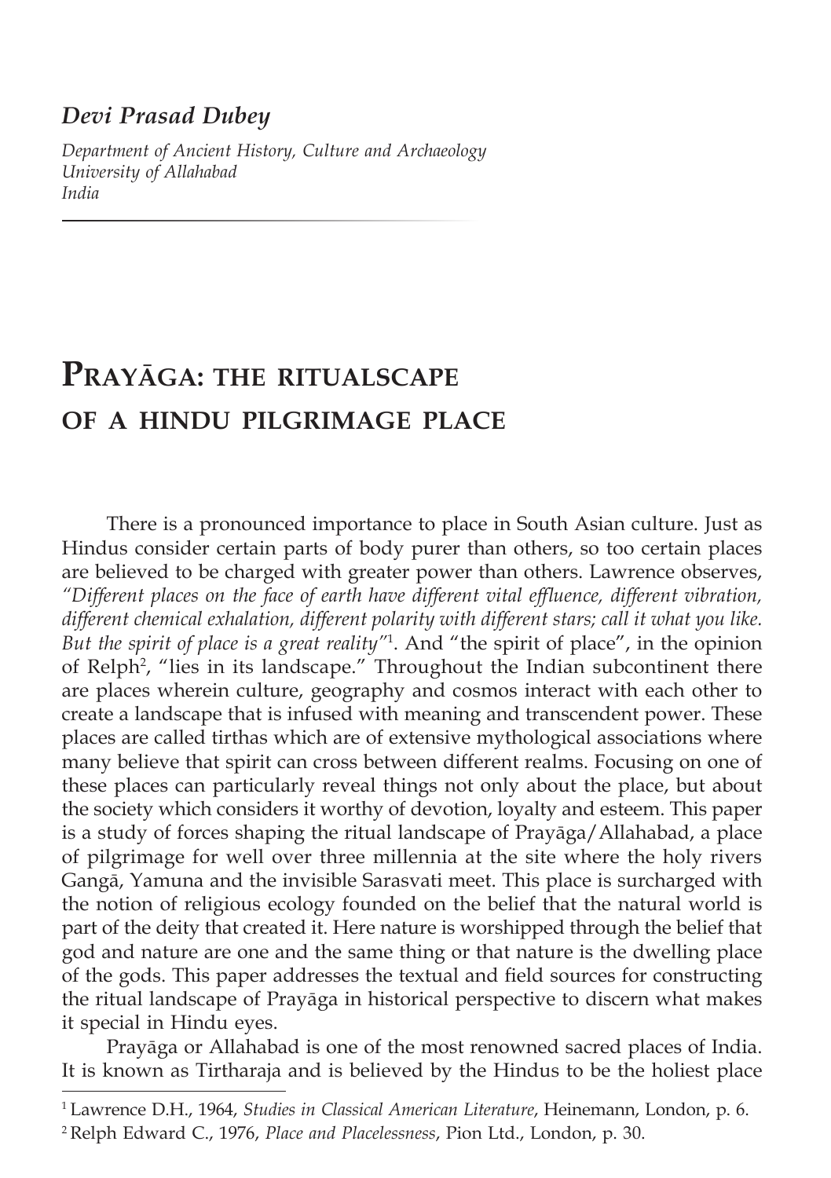*Devi Prasad Dubey*

*Department of Ancient History, Culture and Archaeology*
*University of Allahabad*
*India*

# Prayāga: the ritualscape of a Hindu pilgrimage place

There is a pronounced importance to place in South Asian culture. Just as Hindus consider certain parts of body purer than others, so too certain places are believed to be charged with greater power than others. Lawrence observes, *"Different places on the face of earth have different vital effluence, different vibration, different chemical exhalation, different polarity with different stars; call it what you like. But the spirit of place is a great reality"*[1]. And "the spirit of place", in the opinion of Relph[2], "lies in its landscape." Throughout the Indian subcontinent there are places wherein culture, geography and cosmos interact with each other to create a landscape that is infused with meaning and transcendent power. These places are called tirthas which are of extensive mythological associations where many believe that spirit can cross between different realms. Focusing on one of these places can particularly reveal things not only about the place, but about the society which considers it worthy of devotion, loyalty and esteem. This paper is a study of forces shaping the ritual landscape of Prayāga/Allahabad, a place of pilgrimage for well over three millennia at the site where the holy rivers Gangā, Yamuna and the invisible Sarasvati meet. This place is surcharged with the notion of religious ecology founded on the belief that the natural world is part of the deity that created it. Here nature is worshipped through the belief that god and nature are one and the same thing or that nature is the dwelling place of the gods. This paper addresses the textual and field sources for constructing the ritual landscape of Prayāga in historical perspective to discern what makes it special in Hindu eyes.

Prayāga or Allahabad is one of the most renowned sacred places of India. It is known as Tirtharaja and is believed by the Hindus to be the holiest place

[1] Lawrence D.H., 1964, *Studies in Classical American Literature*, Heinemann, London, p. 6.

[2] Relph Edward C., 1976, *Place and Placelessness*, Pion Ltd., London, p. 30.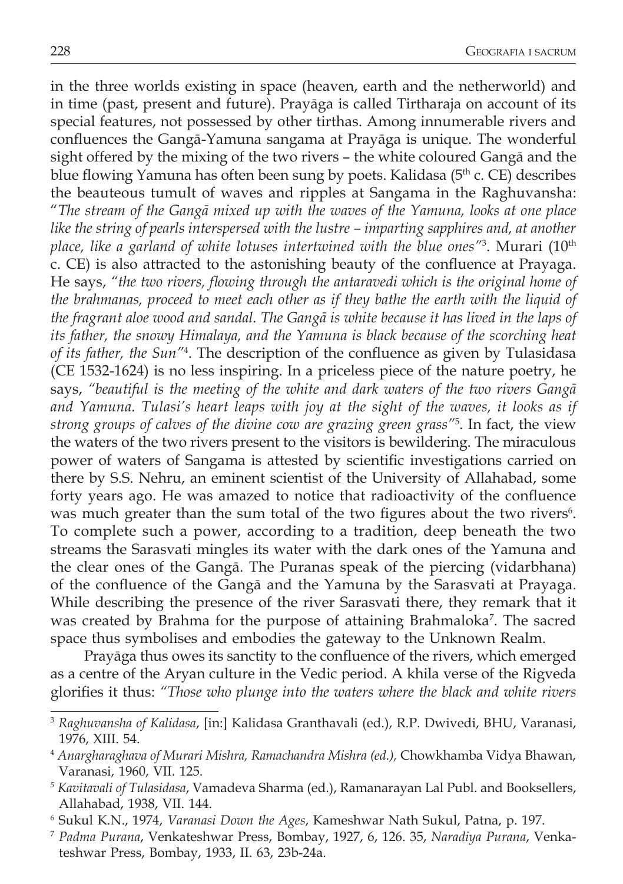in the three worlds existing in space (heaven, earth and the netherworld) and in time (past, present and future). Prayāga is called Tirtharaja on account of its special features, not possessed by other tirthas. Among innumerable rivers and confluences the Gangā-Yamuna sangama at Prayāga is unique. The wonderful sight offered by the mixing of the two rivers – the white coloured Gangā and the blue flowing Yamuna has often been sung by poets. Kalidasa (5th c. CE) describes the beauteous tumult of waves and ripples at Sangama in the Raghuvansha: "*The stream of the Gangā mixed up with the waves of the Yamuna, looks at one place like the string of pearls interspersed with the lustre – imparting sapphires and, at another place, like a garland of white lotuses intertwined with the blue ones*"[3]. Murari (10th c. CE) is also attracted to the astonishing beauty of the confluence at Prayaga. He says, "*the two rivers, flowing through the antaravedi which is the original home of the brahmanas, proceed to meet each other as if they bathe the earth with the liquid of the fragrant aloe wood and sandal. The Gangā is white because it has lived in the laps of its father, the snowy Himalaya, and the Yamuna is black because of the scorching heat of its father, the Sun*"[4]. The description of the confluence as given by Tulasidasa (CE 1532-1624) is no less inspiring. In a priceless piece of the nature poetry, he says, "*beautiful is the meeting of the white and dark waters of the two rivers Gangā and Yamuna. Tulasi's heart leaps with joy at the sight of the waves, it looks as if strong groups of calves of the divine cow are grazing green grass*"[5]. In fact, the view the waters of the two rivers present to the visitors is bewildering. The miraculous power of waters of Sangama is attested by scientific investigations carried on there by S.S. Nehru, an eminent scientist of the University of Allahabad, some forty years ago. He was amazed to notice that radioactivity of the confluence was much greater than the sum total of the two figures about the two rivers[6]. To complete such a power, according to a tradition, deep beneath the two streams the Sarasvati mingles its water with the dark ones of the Yamuna and the clear ones of the Gangā. The Puranas speak of the piercing (vidarbhana) of the confluence of the Gangā and the Yamuna by the Sarasvati at Prayaga. While describing the presence of the river Sarasvati there, they remark that it was created by Brahma for the purpose of attaining Brahmaloka[7]. The sacred space thus symbolises and embodies the gateway to the Unknown Realm.

Prayāga thus owes its sanctity to the confluence of the rivers, which emerged as a centre of the Aryan culture in the Vedic period. A khila verse of the Rigveda glorifies it thus: "*Those who plunge into the waters where the black and white rivers*

---

[3] *Raghuvansha of Kalidasa*, [in:] Kalidasa Granthavali (ed.), R.P. Dwivedi, BHU, Varanasi, 1976, XIII. 54.

[4] *Anargharaghava of Murari Mishra, Ramachandra Mishra (ed.),* Chowkhamba Vidya Bhawan, Varanasi, 1960, VII. 125.

[5] *Kavitavali of Tulasidasa*, Vamadeva Sharma (ed.), Ramanarayan Lal Publ. and Booksellers, Allahabad, 1938, VII. 144.

[6] Sukul K.N., 1974, *Varanasi Down the Ages*, Kameshwar Nath Sukul, Patna, p. 197.

[7] *Padma Purana*, Venkateshwar Press, Bombay, 1927, 6, 126. 35, *Naradiya Purana*, Venkateshwar Press, Bombay, 1933, II. 63, 23b-24a.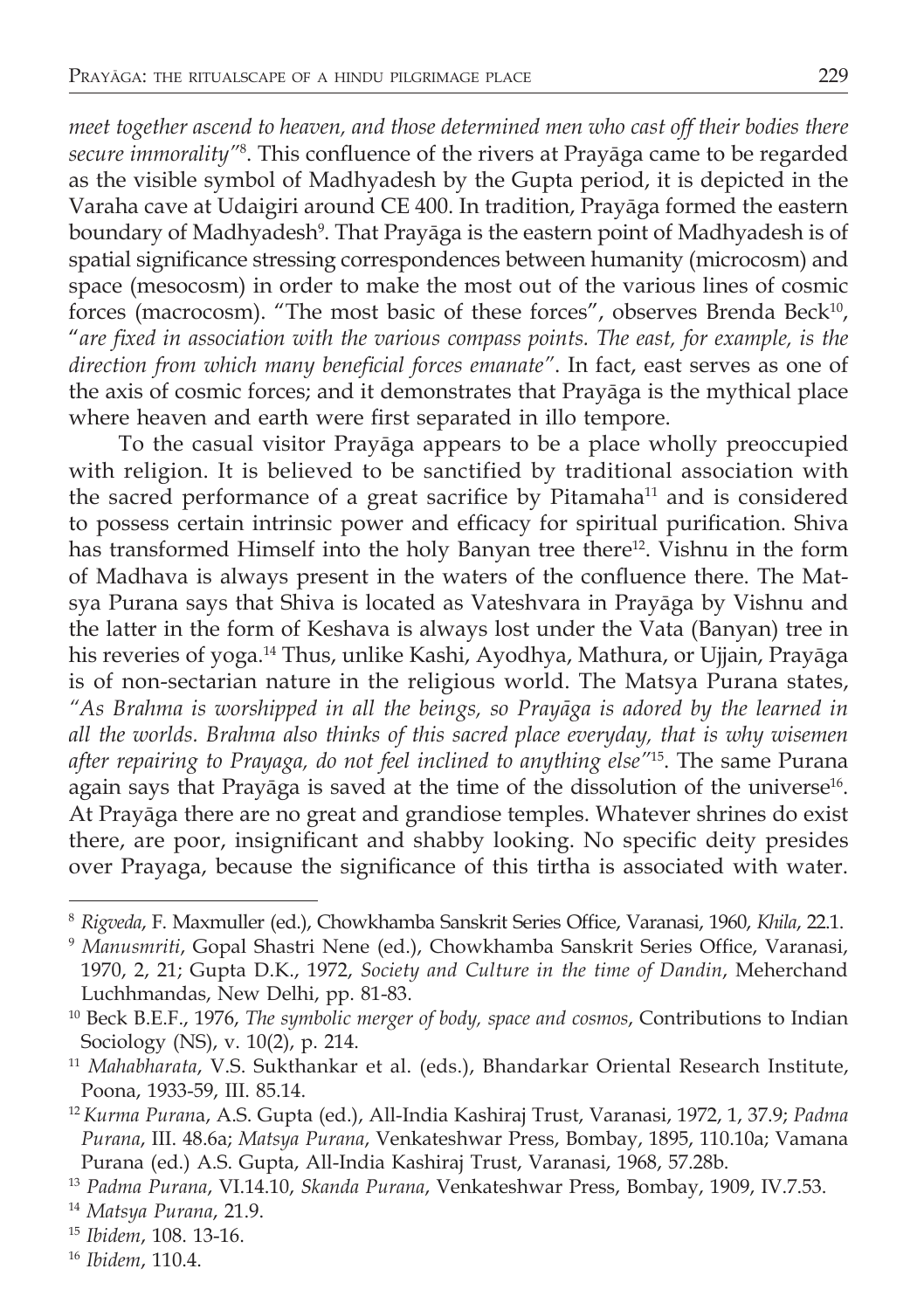*meet together ascend to heaven, and those determined men who cast off their bodies there secure immorality"*[8]. This confluence of the rivers at Prayāga came to be regarded as the visible symbol of Madhyadesh by the Gupta period, it is depicted in the Varaha cave at Udaigiri around CE 400. In tradition, Prayāga formed the eastern boundary of Madhyadesh[9]. That Prayāga is the eastern point of Madhyadesh is of spatial significance stressing correspondences between humanity (microcosm) and space (mesocosm) in order to make the most out of the various lines of cosmic forces (macrocosm). "The most basic of these forces", observes Brenda Beck[10], "*are fixed in association with the various compass points. The east, for example, is the direction from which many beneficial forces emanate"*. In fact, east serves as one of the axis of cosmic forces; and it demonstrates that Prayāga is the mythical place where heaven and earth were first separated in illo tempore.

To the casual visitor Prayāga appears to be a place wholly preoccupied with religion. It is believed to be sanctified by traditional association with the sacred performance of a great sacrifice by Pitamaha[11] and is considered to possess certain intrinsic power and efficacy for spiritual purification. Shiva has transformed Himself into the holy Banyan tree there[12]. Vishnu in the form of Madhava is always present in the waters of the confluence there. The Matsya Purana says that Shiva is located as Vateshvara in Prayāga by Vishnu and the latter in the form of Keshava is always lost under the Vata (Banyan) tree in his reveries of yoga.[14] Thus, unlike Kashi, Ayodhya, Mathura, or Ujjain, Prayāga is of non-sectarian nature in the religious world. The Matsya Purana states, *"As Brahma is worshipped in all the beings, so Prayāga is adored by the learned in all the worlds. Brahma also thinks of this sacred place everyday, that is why wisemen after repairing to Prayaga, do not feel inclined to anything else"*[15]. The same Purana again says that Prayāga is saved at the time of the dissolution of the universe[16]. At Prayāga there are no great and grandiose temples. Whatever shrines do exist there, are poor, insignificant and shabby looking. No specific deity presides over Prayaga, because the significance of this tirtha is associated with water.

---

[8] *Rigveda*, F. Maxmuller (ed.), Chowkhamba Sanskrit Series Office, Varanasi, 1960, *Khila*, 22.1.

[9] *Manusmriti*, Gopal Shastri Nene (ed.), Chowkhamba Sanskrit Series Office, Varanasi, 1970, 2, 21; Gupta D.K., 1972, *Society and Culture in the time of Dandin*, Meherchand Luchhmandas, New Delhi, pp. 81-83.

[10] Beck B.E.F., 1976, *The symbolic merger of body, space and cosmos*, Contributions to Indian Sociology (NS), v. 10(2), p. 214.

[11] *Mahabharata*, V.S. Sukthankar et al. (eds.), Bhandarkar Oriental Research Institute, Poona, 1933-59, III. 85.14.

[12] *Kurma Purana*, A.S. Gupta (ed.), All-India Kashiraj Trust, Varanasi, 1972, 1, 37.9; *Padma Purana*, III. 48.6a; *Matsya Purana*, Venkateshwar Press, Bombay, 1895, 110.10a; Vamana Purana (ed.) A.S. Gupta, All-India Kashiraj Trust, Varanasi, 1968, 57.28b.

[13] *Padma Purana*, VI.14.10, *Skanda Purana*, Venkateshwar Press, Bombay, 1909, IV.7.53.

[14] *Matsya Purana*, 21.9.

[15] *Ibidem*, 108. 13-16.

[16] *Ibidem*, 110.4.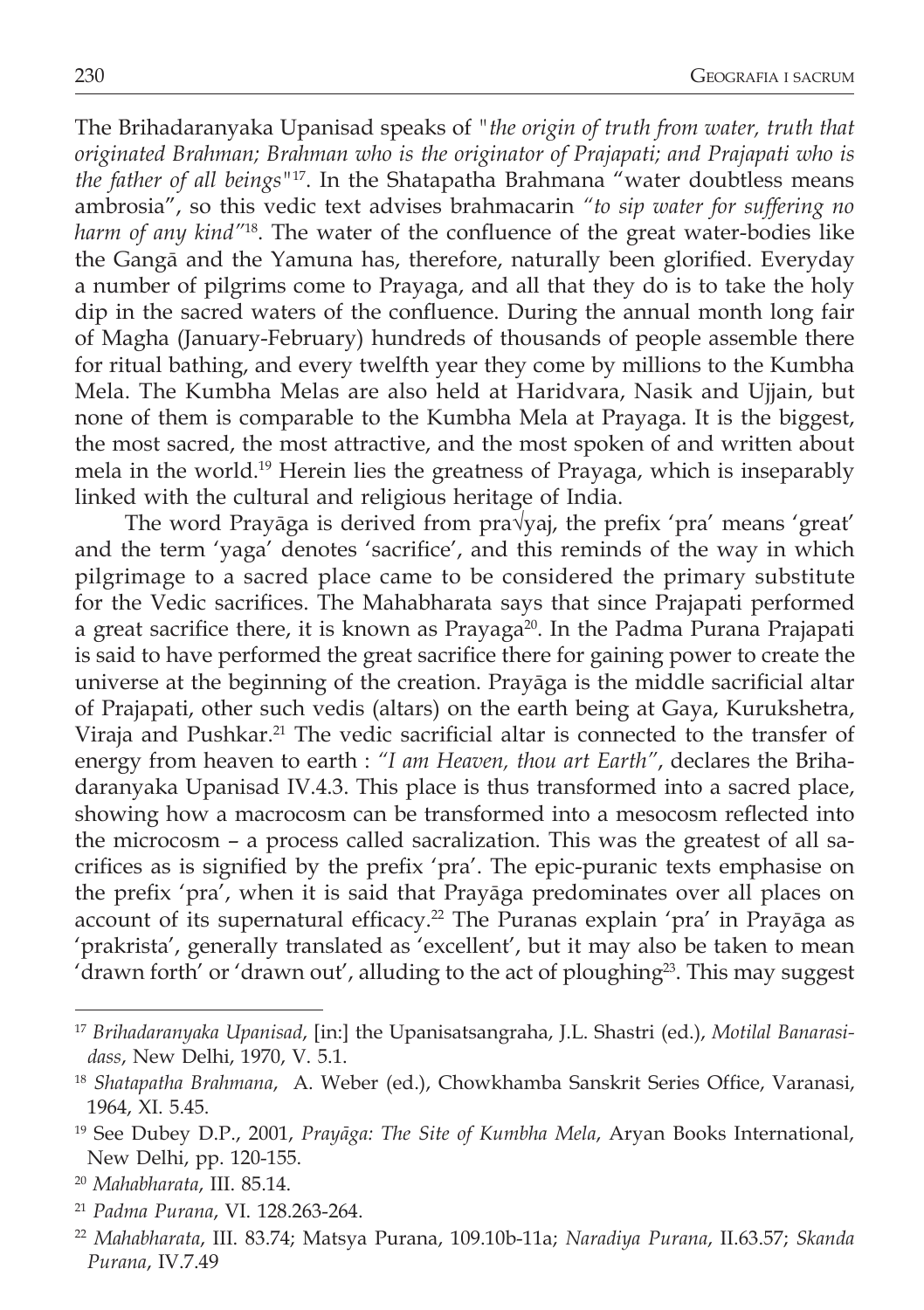The Brihadaranyaka Upanisad speaks of *"the origin of truth from water, truth that originated Brahman; Brahman who is the originator of Prajapati; and Prajapati who is the father of all beings"*[17]. In the Shatapatha Brahmana "water doubtless means ambrosia", so this vedic text advises brahmacarin *"to sip water for suffering no harm of any kind"*[18]. The water of the confluence of the great water-bodies like the Gangā and the Yamuna has, therefore, naturally been glorified. Everyday a number of pilgrims come to Prayaga, and all that they do is to take the holy dip in the sacred waters of the confluence. During the annual month long fair of Magha (January-February) hundreds of thousands of people assemble there for ritual bathing, and every twelfth year they come by millions to the Kumbha Mela. The Kumbha Melas are also held at Haridvara, Nasik and Ujjain, but none of them is comparable to the Kumbha Mela at Prayaga. It is the biggest, the most sacred, the most attractive, and the most spoken of and written about mela in the world.[19] Herein lies the greatness of Prayaga, which is inseparably linked with the cultural and religious heritage of India.

The word Prayāga is derived from pra√yaj, the prefix 'pra' means 'great' and the term 'yaga' denotes 'sacrifice', and this reminds of the way in which pilgrimage to a sacred place came to be considered the primary substitute for the Vedic sacrifices. The Mahabharata says that since Prajapati performed a great sacrifice there, it is known as Prayaga[20]. In the Padma Purana Prajapati is said to have performed the great sacrifice there for gaining power to create the universe at the beginning of the creation. Prayāga is the middle sacrificial altar of Prajapati, other such vedis (altars) on the earth being at Gaya, Kurukshetra, Viraja and Pushkar.[21] The vedic sacrificial altar is connected to the transfer of energy from heaven to earth : *"I am Heaven, thou art Earth"*, declares the Brihadaranyaka Upanisad IV.4.3. This place is thus transformed into a sacred place, showing how a macrocosm can be transformed into a mesocosm reflected into the microcosm – a process called sacralization. This was the greatest of all sacrifices as is signified by the prefix 'pra'. The epic-puranic texts emphasise on the prefix 'pra', when it is said that Prayāga predominates over all places on account of its supernatural efficacy.[22] The Puranas explain 'pra' in Prayāga as 'prakrista', generally translated as 'excellent', but it may also be taken to mean 'drawn forth' or 'drawn out', alluding to the act of ploughing[23]. This may suggest

---

[17] *Brihadaranyaka Upanisad*, [in:] the Upanisatsangraha, J.L. Shastri (ed.), *Motilal Banarasidass*, New Delhi, 1970, V. 5.1.

[18] *Shatapatha Brahmana*, A. Weber (ed.), Chowkhamba Sanskrit Series Office, Varanasi, 1964, XI. 5.45.

[19] See Dubey D.P., 2001, *Prayāga: The Site of Kumbha Mela*, Aryan Books International, New Delhi, pp. 120-155.

[20] *Mahabharata*, III. 85.14.

[21] *Padma Purana*, VI. 128.263-264.

[22] *Mahabharata*, III. 83.74; Matsya Purana, 109.10b-11a; *Naradiya Purana*, II.63.57; *Skanda Purana*, IV.7.49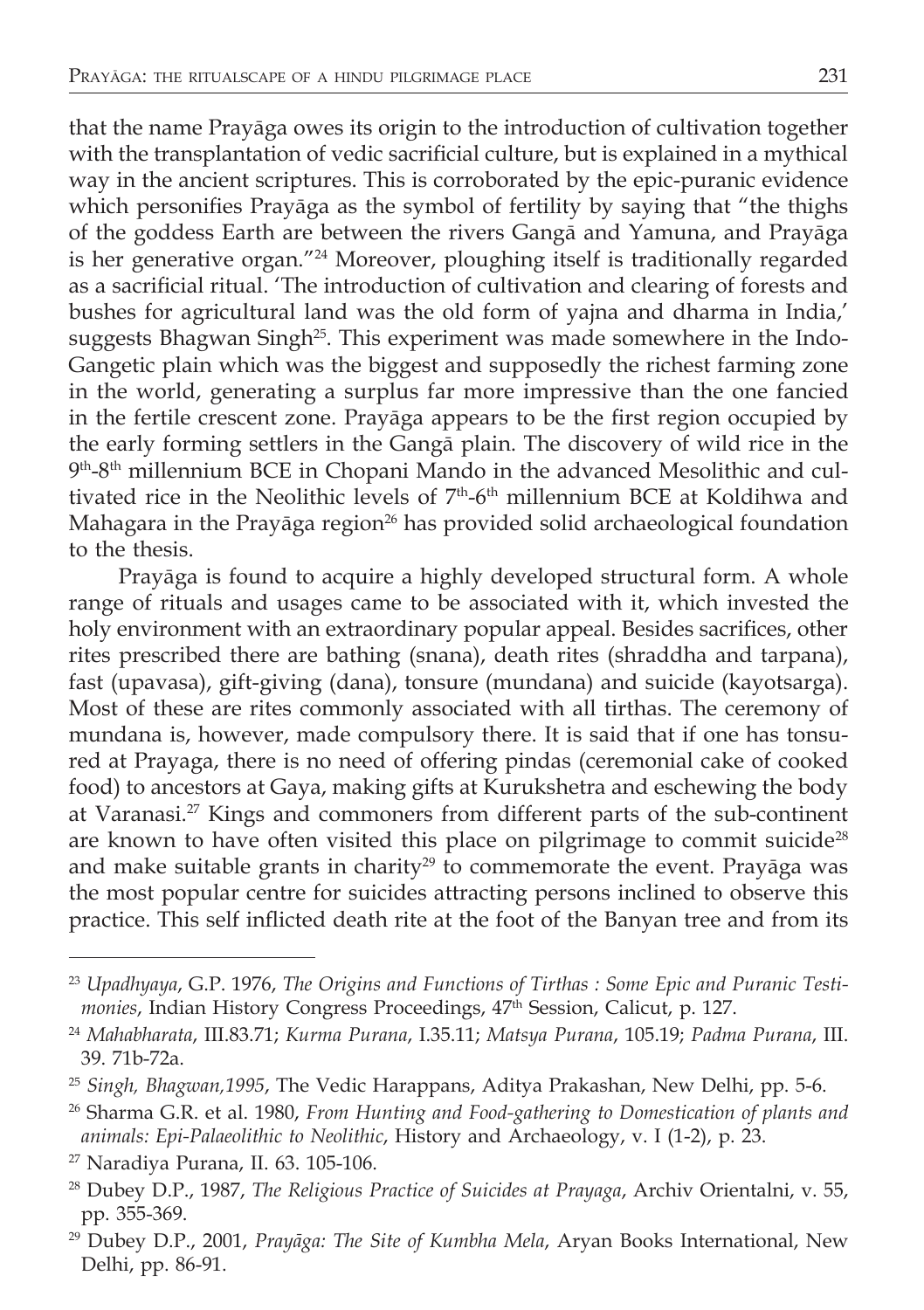that the name Prayāga owes its origin to the introduction of cultivation together with the transplantation of vedic sacrificial culture, but is explained in a mythical way in the ancient scriptures. This is corroborated by the epic-puranic evidence which personifies Prayāga as the symbol of fertility by saying that "the thighs of the goddess Earth are between the rivers Gangā and Yamuna, and Prayāga is her generative organ."[24] Moreover, ploughing itself is traditionally regarded as a sacrificial ritual. 'The introduction of cultivation and clearing of forests and bushes for agricultural land was the old form of yajna and dharma in India,' suggests Bhagwan Singh[25]. This experiment was made somewhere in the Indo-Gangetic plain which was the biggest and supposedly the richest farming zone in the world, generating a surplus far more impressive than the one fancied in the fertile crescent zone. Prayāga appears to be the first region occupied by the early forming settlers in the Gangā plain. The discovery of wild rice in the 9th-8th millennium BCE in Chopani Mando in the advanced Mesolithic and cultivated rice in the Neolithic levels of 7th-6th millennium BCE at Koldihwa and Mahagara in the Prayāga region[26] has provided solid archaeological foundation to the thesis.

Prayāga is found to acquire a highly developed structural form. A whole range of rituals and usages came to be associated with it, which invested the holy environment with an extraordinary popular appeal. Besides sacrifices, other rites prescribed there are bathing (snana), death rites (shraddha and tarpana), fast (upavasa), gift-giving (dana), tonsure (mundana) and suicide (kayotsarga). Most of these are rites commonly associated with all tirthas. The ceremony of mundana is, however, made compulsory there. It is said that if one has tonsured at Prayaga, there is no need of offering pindas (ceremonial cake of cooked food) to ancestors at Gaya, making gifts at Kurukshetra and eschewing the body at Varanasi.[27] Kings and commoners from different parts of the sub-continent are known to have often visited this place on pilgrimage to commit suicide[28] and make suitable grants in charity[29] to commemorate the event. Prayāga was the most popular centre for suicides attracting persons inclined to observe this practice. This self inflicted death rite at the foot of the Banyan tree and from its

---

[23] *Upadhyaya*, G.P. 1976, *The Origins and Functions of Tirthas : Some Epic and Puranic Testimonies*, Indian History Congress Proceedings, 47th Session, Calicut, p. 127.

[24] *Mahabharata*, III.83.71; *Kurma Purana*, I.35.11; *Matsya Purana*, 105.19; *Padma Purana*, III. 39. 71b-72a.

[25] *Singh, Bhagwan,1995*, The Vedic Harappans, Aditya Prakashan, New Delhi, pp. 5-6.

[26] Sharma G.R. et al. 1980, *From Hunting and Food-gathering to Domestication of plants and animals: Epi-Palaeolithic to Neolithic*, History and Archaeology, v. I (1-2), p. 23.

[27] Naradiya Purana, II. 63. 105-106.

[28] Dubey D.P., 1987, *The Religious Practice of Suicides at Prayaga*, Archiv Orientalni, v. 55, pp. 355-369.

[29] Dubey D.P., 2001, *Prayāga: The Site of Kumbha Mela*, Aryan Books International, New Delhi, pp. 86-91.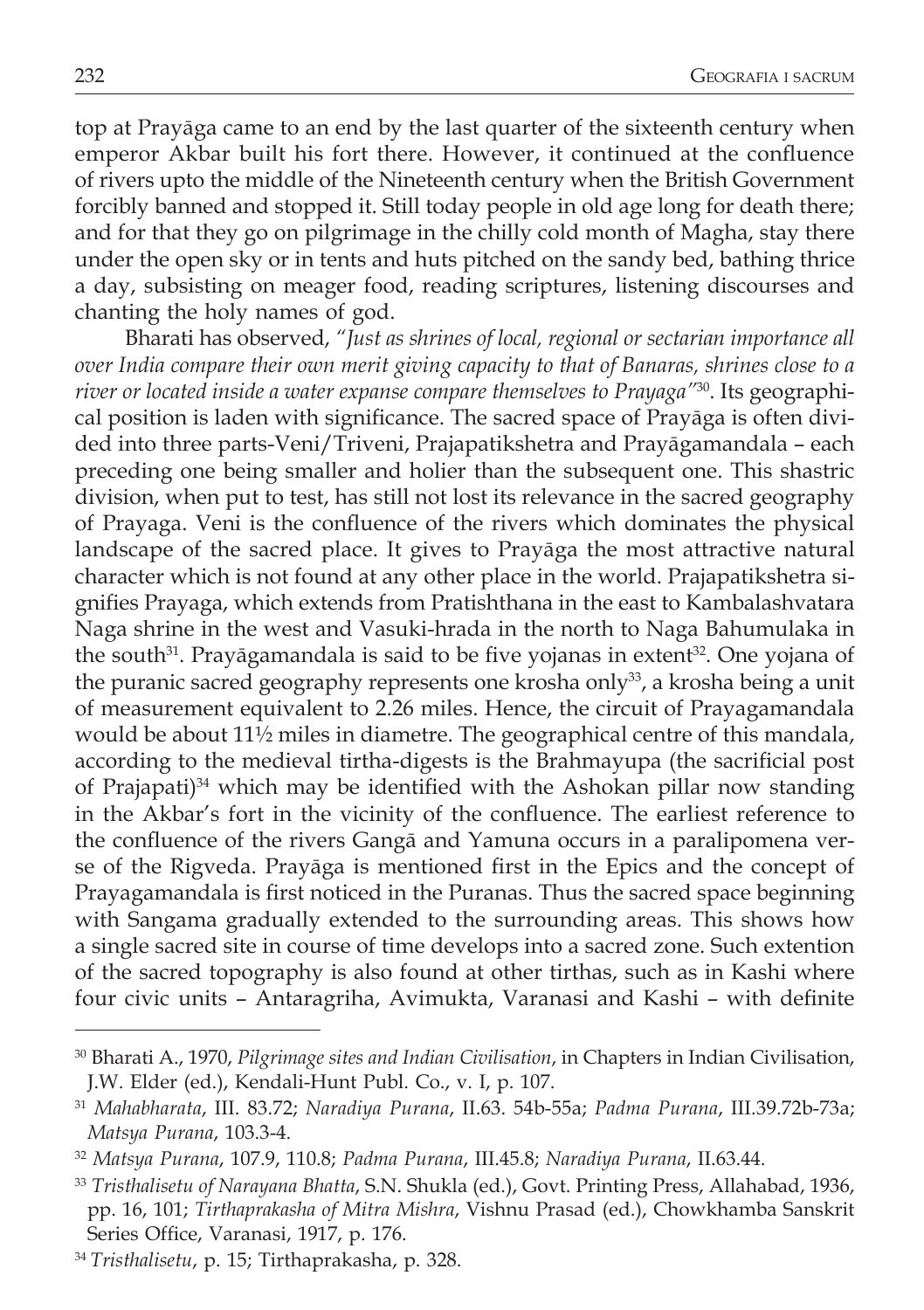top at Prayāga came to an end by the last quarter of the sixteenth century when emperor Akbar built his fort there. However, it continued at the confluence of rivers upto the middle of the Nineteenth century when the British Government forcibly banned and stopped it. Still today people in old age long for death there; and for that they go on pilgrimage in the chilly cold month of Magha, stay there under the open sky or in tents and huts pitched on the sandy bed, bathing thrice a day, subsisting on meager food, reading scriptures, listening discourses and chanting the holy names of god.

Bharati has observed, *"Just as shrines of local, regional or sectarian importance all over India compare their own merit giving capacity to that of Banaras, shrines close to a river or located inside a water expanse compare themselves to Prayaga"*[30]. Its geographical position is laden with significance. The sacred space of Prayāga is often divided into three parts-Veni/Triveni, Prajapatikshetra and Prayāgamandala – each preceding one being smaller and holier than the subsequent one. This shastric division, when put to test, has still not lost its relevance in the sacred geography of Prayaga. Veni is the confluence of the rivers which dominates the physical landscape of the sacred place. It gives to Prayāga the most attractive natural character which is not found at any other place in the world. Prajapatikshetra signifies Prayaga, which extends from Pratishthana in the east to Kambalashvatara Naga shrine in the west and Vasuki-hrada in the north to Naga Bahumulaka in the south[31]. Prayāgamandala is said to be five yojanas in extent[32]. One yojana of the puranic sacred geography represents one krosha only[33], a krosha being a unit of measurement equivalent to 2.26 miles. Hence, the circuit of Prayagamandala would be about 11½ miles in diametre. The geographical centre of this mandala, according to the medieval tirtha-digests is the Brahmayupa (the sacrificial post of Prajapati)[34] which may be identified with the Ashokan pillar now standing in the Akbar's fort in the vicinity of the confluence. The earliest reference to the confluence of the rivers Gangā and Yamuna occurs in a paralipomena verse of the Rigveda. Prayāga is mentioned first in the Epics and the concept of Prayagamandala is first noticed in the Puranas. Thus the sacred space beginning with Sangama gradually extended to the surrounding areas. This shows how a single sacred site in course of time develops into a sacred zone. Such extention of the sacred topography is also found at other tirthas, such as in Kashi where four civic units – Antaragriha, Avimukta, Varanasi and Kashi – with definite

---

[30] Bharati A., 1970, *Pilgrimage sites and Indian Civilisation*, in Chapters in Indian Civilisation, J.W. Elder (ed.), Kendali-Hunt Publ. Co., v. I, p. 107.

[31] *Mahabharata*, III. 83.72; *Naradiya Purana*, II.63. 54b-55a; *Padma Purana*, III.39.72b-73a; *Matsya Purana*, 103.3-4.

[32] *Matsya Purana*, 107.9, 110.8; *Padma Purana*, III.45.8; *Naradiya Purana*, II.63.44.

[33] *Tristhalisetu of Narayana Bhatta*, S.N. Shukla (ed.), Govt. Printing Press, Allahabad, 1936, pp. 16, 101; *Tirthaprakasha of Mitra Mishra*, Vishnu Prasad (ed.), Chowkhamba Sanskrit Series Office, Varanasi, 1917, p. 176.

[34] *Tristhalisetu*, p. 15; Tirthaprakasha, p. 328.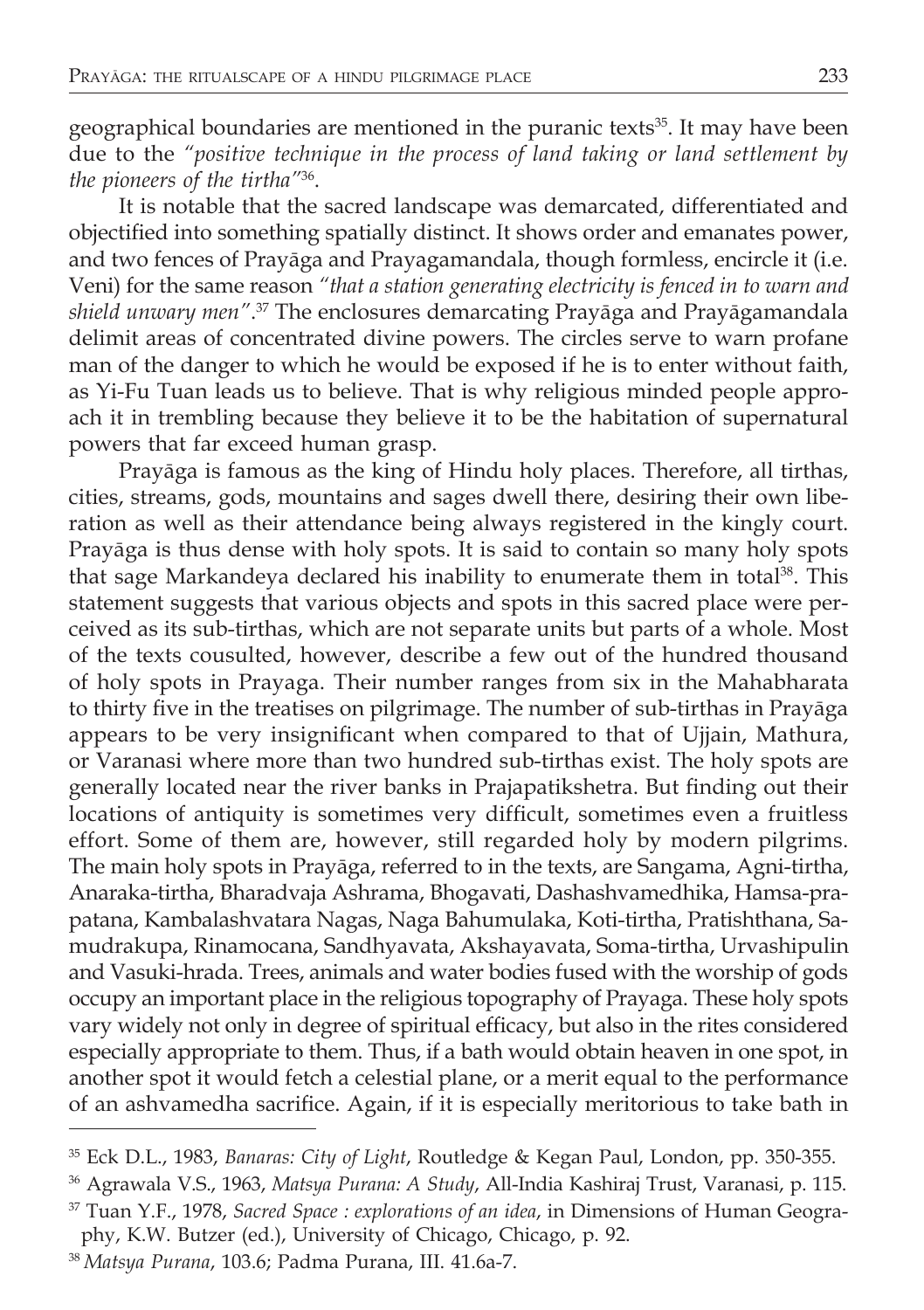geographical boundaries are mentioned in the puranic texts[35]. It may have been due to the *"positive technique in the process of land taking or land settlement by the pioneers of the tirtha"*[36].

It is notable that the sacred landscape was demarcated, differentiated and objectified into something spatially distinct. It shows order and emanates power, and two fences of Prayāga and Prayagamandala, though formless, encircle it (i.e. Veni) for the same reason *"that a station generating electricity is fenced in to warn and shield unwary men"*.[37] The enclosures demarcating Prayāga and Prayāgamandala delimit areas of concentrated divine powers. The circles serve to warn profane man of the danger to which he would be exposed if he is to enter without faith, as Yi-Fu Tuan leads us to believe. That is why religious minded people approach it in trembling because they believe it to be the habitation of supernatural powers that far exceed human grasp.

Prayāga is famous as the king of Hindu holy places. Therefore, all tirthas, cities, streams, gods, mountains and sages dwell there, desiring their own liberation as well as their attendance being always registered in the kingly court. Prayāga is thus dense with holy spots. It is said to contain so many holy spots that sage Markandeya declared his inability to enumerate them in total[38]. This statement suggests that various objects and spots in this sacred place were perceived as its sub-tirthas, which are not separate units but parts of a whole. Most of the texts cousulted, however, describe a few out of the hundred thousand of holy spots in Prayaga. Their number ranges from six in the Mahabharata to thirty five in the treatises on pilgrimage. The number of sub-tirthas in Prayāga appears to be very insignificant when compared to that of Ujjain, Mathura, or Varanasi where more than two hundred sub-tirthas exist. The holy spots are generally located near the river banks in Prajapatikshetra. But finding out their locations of antiquity is sometimes very difficult, sometimes even a fruitless effort. Some of them are, however, still regarded holy by modern pilgrims. The main holy spots in Prayāga, referred to in the texts, are Sangama, Agni-tirtha, Anaraka-tirtha, Bharadvaja Ashrama, Bhogavati, Dashashvamedhika, Hamsa-prapatana, Kambalashvatara Nagas, Naga Bahumulaka, Koti-tirtha, Pratishthana, Samudrakupa, Rinamocana, Sandhyavata, Akshayavata, Soma-tirtha, Urvashipulin and Vasuki-hrada. Trees, animals and water bodies fused with the worship of gods occupy an important place in the religious topography of Prayaga. These holy spots vary widely not only in degree of spiritual efficacy, but also in the rites considered especially appropriate to them. Thus, if a bath would obtain heaven in one spot, in another spot it would fetch a celestial plane, or a merit equal to the performance of an ashvamedha sacrifice. Again, if it is especially meritorious to take bath in

---

[35] Eck D.L., 1983, *Banaras: City of Light*, Routledge & Kegan Paul, London, pp. 350-355.

[36] Agrawala V.S., 1963, *Matsya Purana: A Study*, All-India Kashiraj Trust, Varanasi, p. 115.

[37] Tuan Y.F., 1978, *Sacred Space : explorations of an idea*, in Dimensions of Human Geography, K.W. Butzer (ed.), University of Chicago, Chicago, p. 92.

[38] *Matsya Purana*, 103.6; Padma Purana, III. 41.6a-7.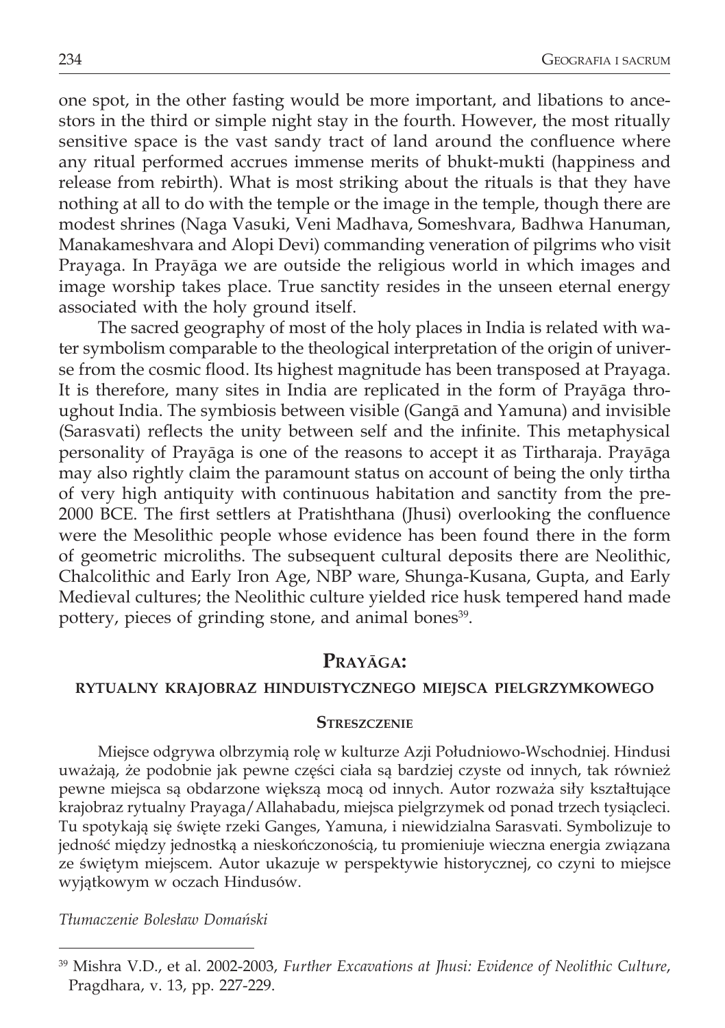one spot, in the other fasting would be more important, and libations to ancestors in the third or simple night stay in the fourth. However, the most ritually sensitive space is the vast sandy tract of land around the confluence where any ritual performed accrues immense merits of bhukt-mukti (happiness and release from rebirth). What is most striking about the rituals is that they have nothing at all to do with the temple or the image in the temple, though there are modest shrines (Naga Vasuki, Veni Madhava, Someshvara, Badhwa Hanuman, Manakameshvara and Alopi Devi) commanding veneration of pilgrims who visit Prayaga. In Prayāga we are outside the religious world in which images and image worship takes place. True sanctity resides in the unseen eternal energy associated with the holy ground itself.

The sacred geography of most of the holy places in India is related with water symbolism comparable to the theological interpretation of the origin of universe from the cosmic flood. Its highest magnitude has been transposed at Prayaga. It is therefore, many sites in India are replicated in the form of Prayāga throughout India. The symbiosis between visible (Gangā and Yamuna) and invisible (Sarasvati) reflects the unity between self and the infinite. This metaphysical personality of Prayāga is one of the reasons to accept it as Tirtharaja. Prayāga may also rightly claim the paramount status on account of being the only tirtha of very high antiquity with continuous habitation and sanctity from the pre-2000 BCE. The first settlers at Pratishthana (Jhusi) overlooking the confluence were the Mesolithic people whose evidence has been found there in the form of geometric microliths. The subsequent cultural deposits there are Neolithic, Chalcolithic and Early Iron Age, NBP ware, Shunga-Kusana, Gupta, and Early Medieval cultures; the Neolithic culture yielded rice husk tempered hand made pottery, pieces of grinding stone, and animal bones[39].

## PRAYĀGA:

### RYTUALNY KRAJOBRAZ HINDUISTYCZNEGO MIEJSCA PIELGRZYMKOWEGO

#### STRESZCZENIE

Miejsce odgrywa olbrzymią rolę w kulturze Azji Południowo-Wschodniej. Hindusi uważają, że podobnie jak pewne części ciała są bardziej czyste od innych, tak również pewne miejsca są obdarzone większą mocą od innych. Autor rozważa siły kształtujące krajobraz rytualny Prayaga/Allahabadu, miejsca pielgrzymek od ponad trzech tysiącleci. Tu spotykają się święte rzeki Ganges, Yamuna, i niewidzialna Sarasvati. Symbolizuje to jedność między jednostką a nieskończonością, tu promieniuje wieczna energia związana ze świętym miejscem. Autor ukazuje w perspektywie historycznej, co czyni to miejsce wyjątkowym w oczach Hindusów.

*Tłumaczenie Bolesław Domański*

---

[39] Mishra V.D., et al. 2002-2003, *Further Excavations at Jhusi: Evidence of Neolithic Culture*, Pragdhara, v. 13, pp. 227-229.